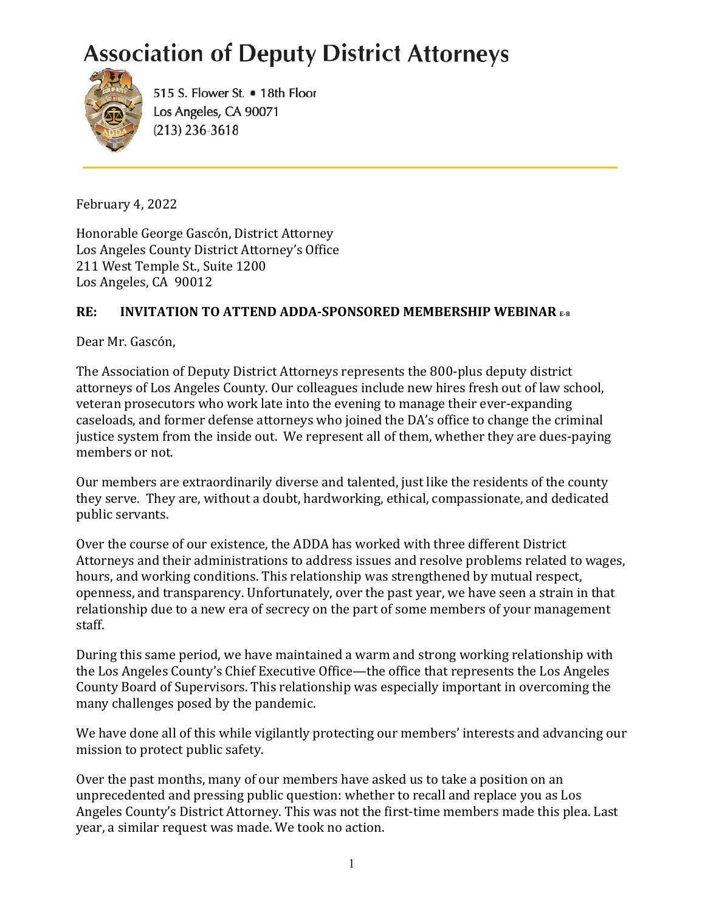# Association of Deputy District Attorneys

515 S. Flower St. • 18th Floor
Los Angeles, CA 90071
(213) 236-3618

February 4, 2022

Honorable George Gascón, District Attorney
Los Angeles County District Attorney's Office
211 West Temple St., Suite 1200
Los Angeles, CA 90012

**RE: INVITATION TO ATTEND ADDA-SPONSORED MEMBERSHIP WEBINAR** E-8

Dear Mr. Gascón,

The Association of Deputy District Attorneys represents the 800-plus deputy district attorneys of Los Angeles County. Our colleagues include new hires fresh out of law school, veteran prosecutors who work late into the evening to manage their ever-expanding caseloads, and former defense attorneys who joined the DA's office to change the criminal justice system from the inside out. We represent all of them, whether they are dues-paying members or not.

Our members are extraordinarily diverse and talented, just like the residents of the county they serve. They are, without a doubt, hardworking, ethical, compassionate, and dedicated public servants.

Over the course of our existence, the ADDA has worked with three different District Attorneys and their administrations to address issues and resolve problems related to wages, hours, and working conditions. This relationship was strengthened by mutual respect, openness, and transparency. Unfortunately, over the past year, we have seen a strain in that relationship due to a new era of secrecy on the part of some members of your management staff.

During this same period, we have maintained a warm and strong working relationship with the Los Angeles County's Chief Executive Office—the office that represents the Los Angeles County Board of Supervisors. This relationship was especially important in overcoming the many challenges posed by the pandemic.

We have done all of this while vigilantly protecting our members' interests and advancing our mission to protect public safety.

Over the past months, many of our members have asked us to take a position on an unprecedented and pressing public question: whether to recall and replace you as Los Angeles County's District Attorney. This was not the first-time members made this plea. Last year, a similar request was made. We took no action.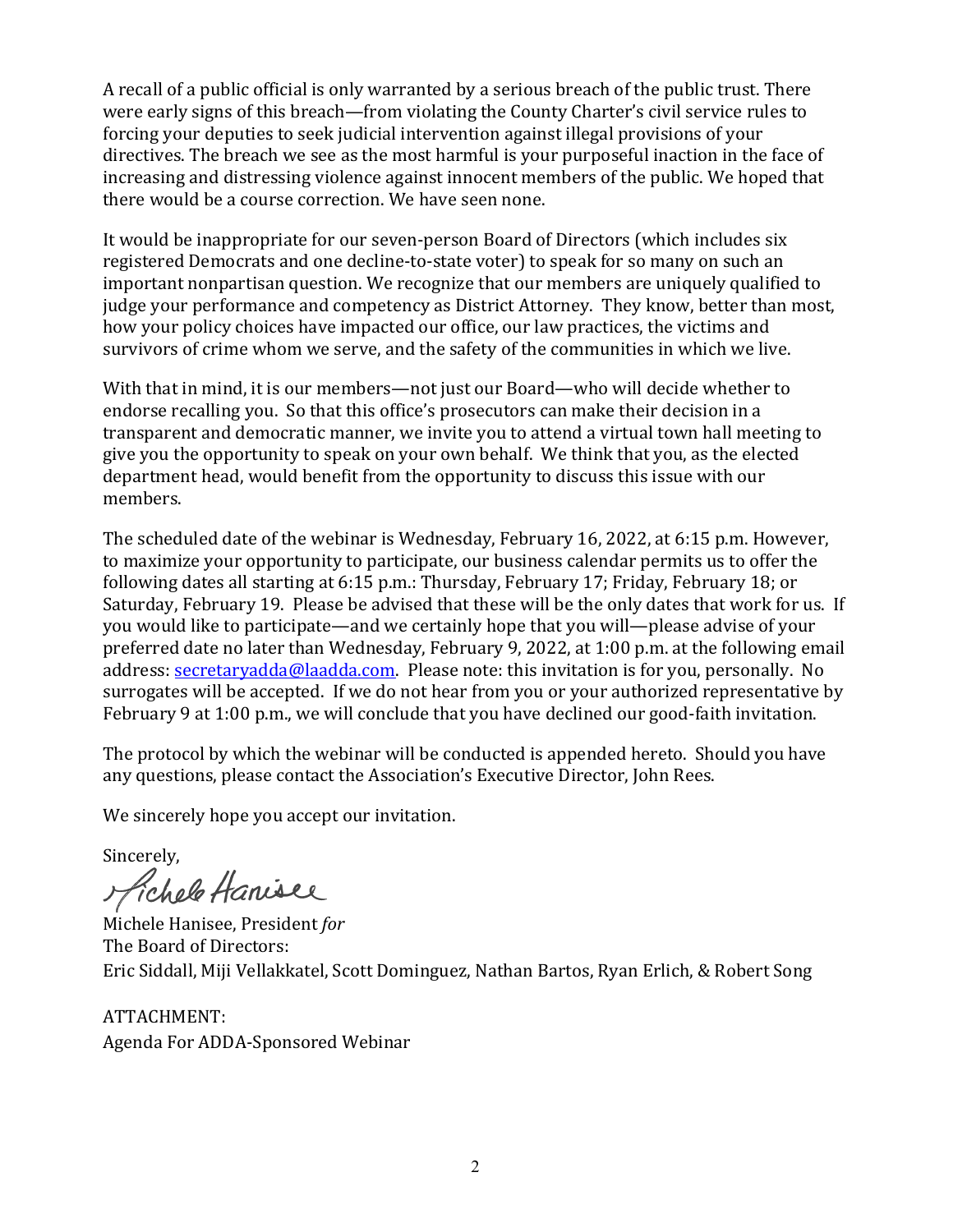A recall of a public official is only warranted by a serious breach of the public trust. There were early signs of this breach—from violating the County Charter's civil service rules to forcing your deputies to seek judicial intervention against illegal provisions of your directives. The breach we see as the most harmful is your purposeful inaction in the face of increasing and distressing violence against innocent members of the public. We hoped that there would be a course correction. We have seen none.

It would be inappropriate for our seven-person Board of Directors (which includes six registered Democrats and one decline-to-state voter) to speak for so many on such an important nonpartisan question. We recognize that our members are uniquely qualified to judge your performance and competency as District Attorney. They know, better than most, how your policy choices have impacted our office, our law practices, the victims and survivors of crime whom we serve, and the safety of the communities in which we live.

With that in mind, it is our members—not just our Board—who will decide whether to endorse recalling you. So that this office's prosecutors can make their decision in a transparent and democratic manner, we invite you to attend a virtual town hall meeting to give you the opportunity to speak on your own behalf. We think that you, as the elected department head, would benefit from the opportunity to discuss this issue with our members.

The scheduled date of the webinar is Wednesday, February 16, 2022, at 6:15 p.m. However, to maximize your opportunity to participate, our business calendar permits us to offer the following dates all starting at 6:15 p.m.: Thursday, February 17; Friday, February 18; or Saturday, February 19. Please be advised that these will be the only dates that work for us. If you would like to participate—and we certainly hope that you will—please advise of your preferred date no later than Wednesday, February 9, 2022, at 1:00 p.m. at the following email address: secretaryadda@laadda.com. Please note: this invitation is for you, personally. No surrogates will be accepted. If we do not hear from you or your authorized representative by February 9 at 1:00 p.m., we will conclude that you have declined our good-faith invitation.

The protocol by which the webinar will be conducted is appended hereto. Should you have any questions, please contact the Association's Executive Director, John Rees.

We sincerely hope you accept our invitation.

Sincerely,

Michele Hanisee

Michele Hanisee, President *for*
The Board of Directors:
Eric Siddall, Miji Vellakkatel, Scott Dominguez, Nathan Bartos, Ryan Erlich, & Robert Song

ATTACHMENT:
Agenda For ADDA-Sponsored Webinar